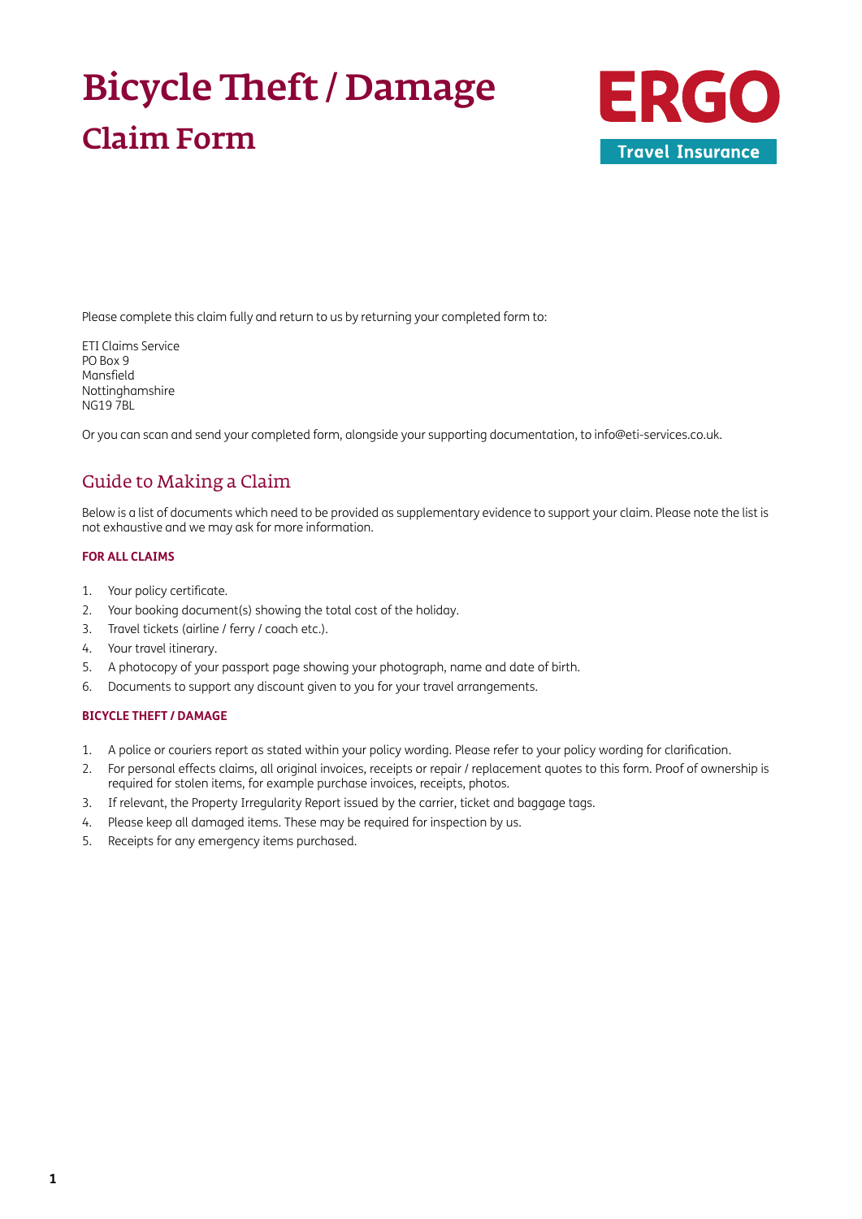# Bicycle Theft / Damage

## Claim Form

ERGO Travel Insurance

Please complete this claim fully and return to us by returning your completed form to:

ETI Claims Service
PO Box 9
Mansfield
Nottinghamshire
NG19 7BL

Or you can scan and send your completed form, alongside your supporting documentation, to info@eti-services.co.uk.

## Guide to Making a Claim

Below is a list of documents which need to be provided as supplementary evidence to support your claim. Please note the list is not exhaustive and we may ask for more information.

**FOR ALL CLAIMS**

1. Your policy certificate.
2. Your booking document(s) showing the total cost of the holiday.
3. Travel tickets (airline / ferry / coach etc.).
4. Your travel itinerary.
5. A photocopy of your passport page showing your photograph, name and date of birth.
6. Documents to support any discount given to you for your travel arrangements.

**BICYCLE THEFT / DAMAGE**

1. A police or couriers report as stated within your policy wording. Please refer to your policy wording for clarification.
2. For personal effects claims, all original invoices, receipts or repair / replacement quotes to this form. Proof of ownership is required for stolen items, for example purchase invoices, receipts, photos.
3. If relevant, the Property Irregularity Report issued by the carrier, ticket and baggage tags.
4. Please keep all damaged items. These may be required for inspection by us.
5. Receipts for any emergency items purchased.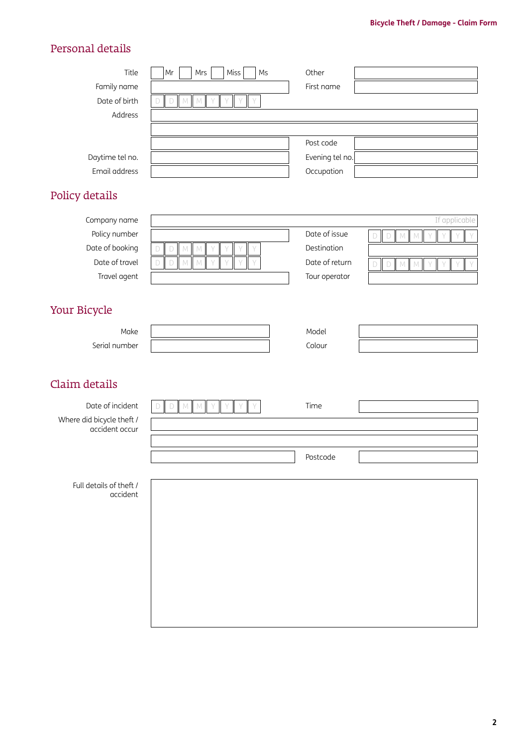## Personal details

Title ☐ Mr ☐ Mrs ☐ Miss ☐ Ms Other

Family name First name

Date of birth D D M M Y Y Y Y

Address

Post code

Daytime tel no. Evening tel no.

Email address Occupation

## Policy details

Company name If applicable

Policy number Date of issue D D M M Y Y Y Y

Date of booking D D M M Y Y Y Y Destination

Date of travel D D M M Y Y Y Y Date of return D D M M Y Y Y Y

Travel agent Tour operator

## Your Bicycle

Make Model

Serial number Colour

## Claim details

Date of incident D D M M Y Y Y Y Time

Where did bicycle theft / accident occur

Postcode

Full details of theft / accident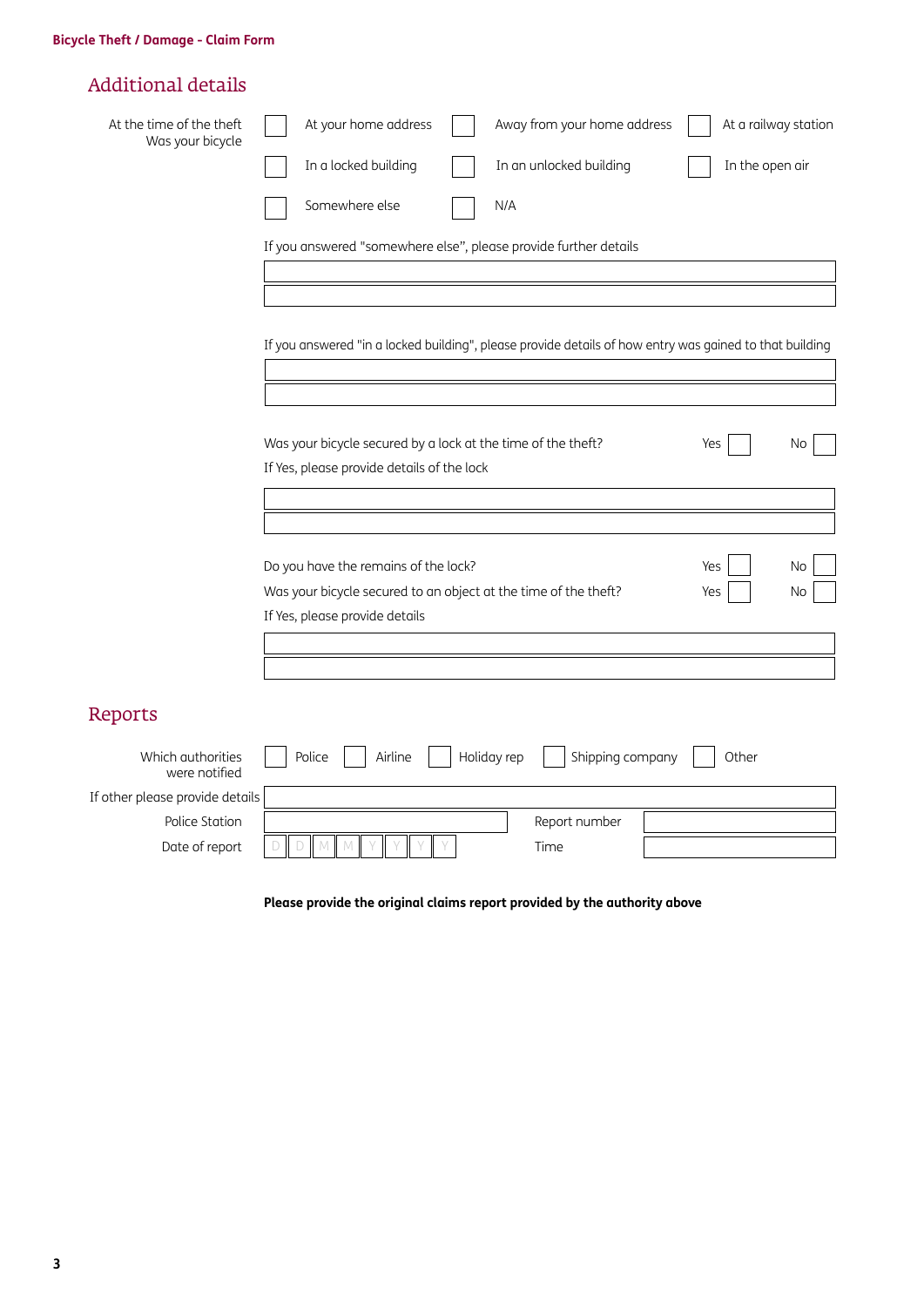## Additional details

At the time of the theft Was your bicycle

- ☐ At your home address
- ☐ Away from your home address
- ☐ At a railway station
- ☐ In a locked building
- ☐ In an unlocked building
- ☐ In the open air
- ☐ Somewhere else
- ☐ N/A

If you answered "somewhere else", please provide further details

______________________________

______________________________

If you answered "in a locked building", please provide details of how entry was gained to that building

______________________________

______________________________

Was your bicycle secured by a lock at the time of the theft? Yes ☐ No ☐

If Yes, please provide details of the lock

______________________________

______________________________

Do you have the remains of the lock? Yes ☐ No ☐

Was your bicycle secured to an object at the time of the theft? Yes ☐ No ☐

If Yes, please provide details

______________________________

______________________________

## Reports

Which authorities were notified

- ☐ Police
- ☐ Airline
- ☐ Holiday rep
- ☐ Shipping company
- ☐ Other

If other please provide details ______________________________

Police Station ______________________________ Report number ______________________________

Date of report D D M M Y Y Y Y Time ______________________________

**Please provide the original claims report provided by the authority above**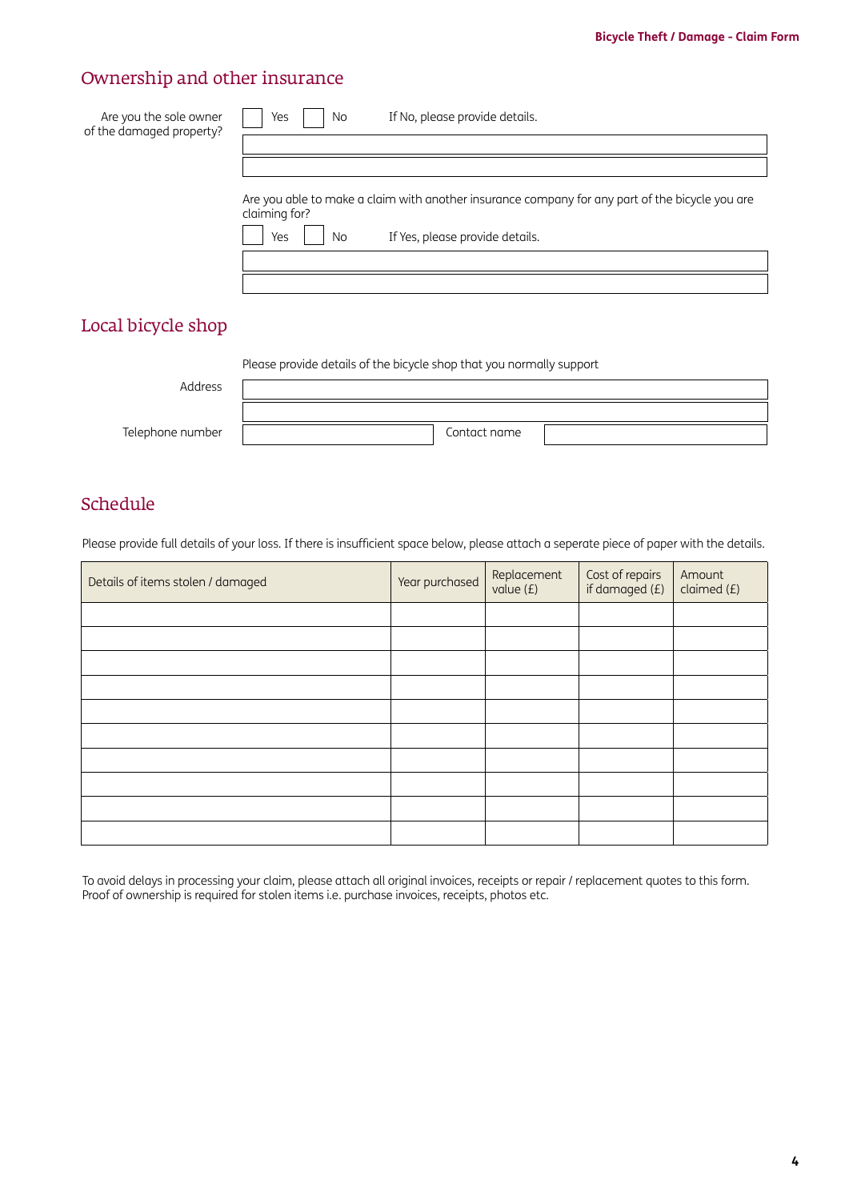## Ownership and other insurance

Are you the sole owner of the damaged property?

☐ Yes ☐ No If No, please provide details.

Are you able to make a claim with another insurance company for any part of the bicycle you are claiming for?

☐ Yes ☐ No If Yes, please provide details.

## Local bicycle shop

Please provide details of the bicycle shop that you normally support

Address

Telephone number Contact name

## Schedule

Please provide full details of your loss. If there is insufficient space below, please attach a seperate piece of paper with the details.

| Details of items stolen / damaged | Year purchased | Replacement value (£) | Cost of repairs if damaged (£) | Amount claimed (£) |
|---|---|---|---|---|
| | | | | |
| | | | | |
| | | | | |
| | | | | |
| | | | | |
| | | | | |
| | | | | |
| | | | | |
| | | | | |
| | | | | |

To avoid delays in processing your claim, please attach all original invoices, receipts or repair / replacement quotes to this form. Proof of ownership is required for stolen items i.e. purchase invoices, receipts, photos etc.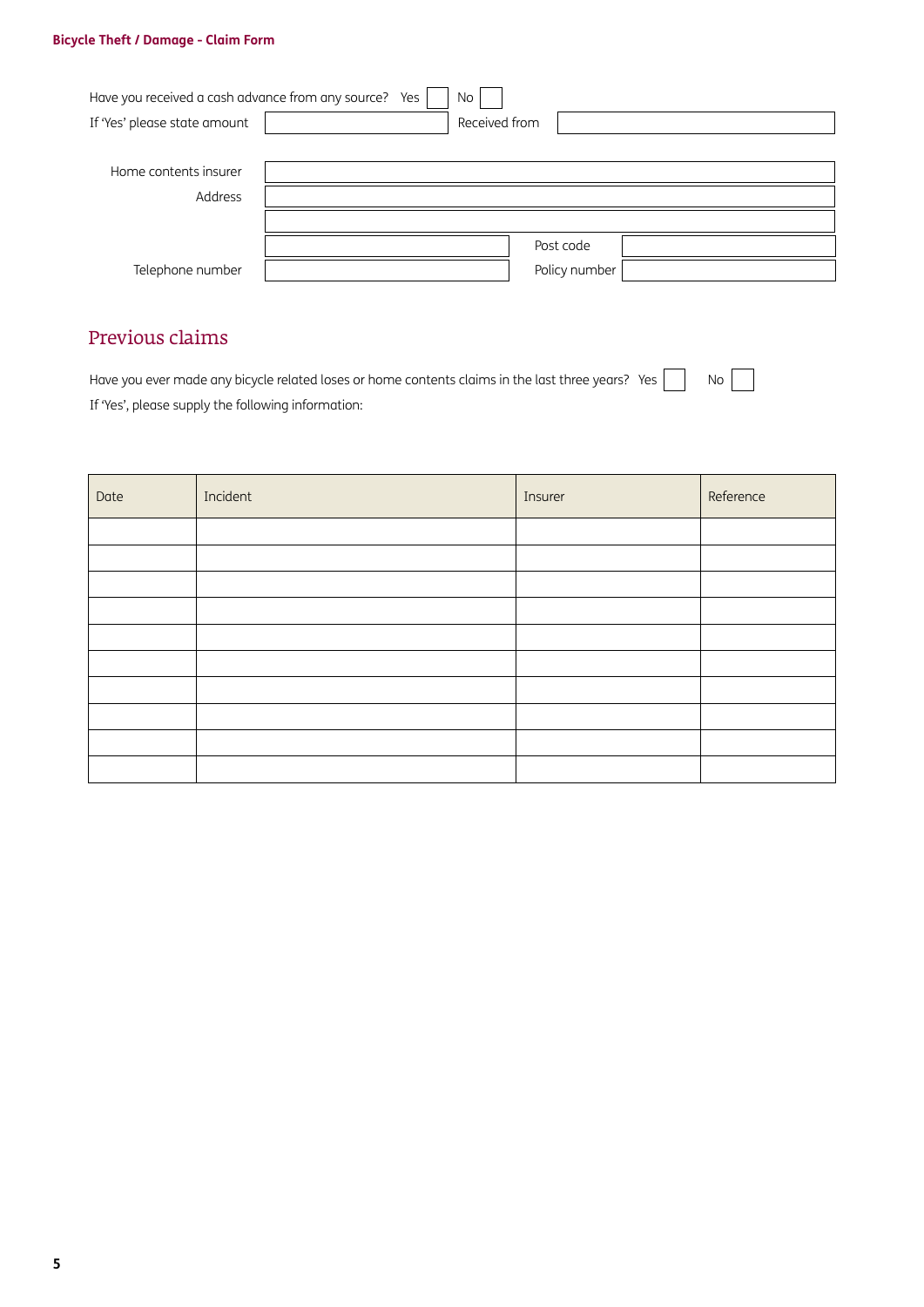Have you received a cash advance from any source? Yes ☐ No ☐

If 'Yes' please state amount ____________ Received from ____________

Home contents insurer ____________

Address ____________

____________

____________ Post code ____________

Telephone number ____________ Policy number ____________

## Previous claims

Have you ever made any bicycle related loses or home contents claims in the last three years? Yes ☐ No ☐

If 'Yes', please supply the following information:

| Date | Incident | Insurer | Reference |
|---|---|---|---|
| | | | |
| | | | |
| | | | |
| | | | |
| | | | |
| | | | |
| | | | |
| | | | |
| | | | |
| | | | |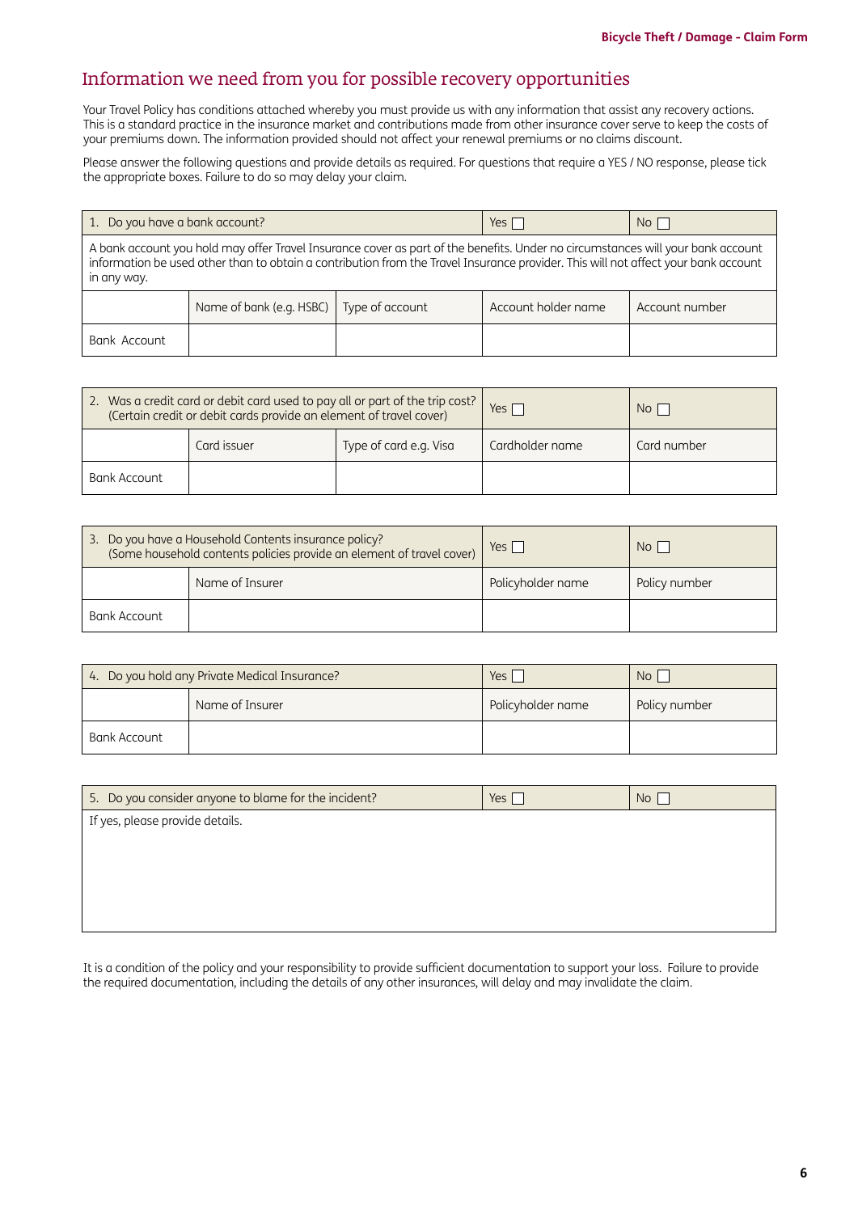## Information we need from you for possible recovery opportunities

Your Travel Policy has conditions attached whereby you must provide us with any information that assist any recovery actions. This is a standard practice in the insurance market and contributions made from other insurance cover serve to keep the costs of your premiums down. The information provided should not affect your renewal premiums or no claims discount.

Please answer the following questions and provide details as required. For questions that require a YES / NO response, please tick the appropriate boxes. Failure to do so may delay your claim.

| 1. Do you have a bank account? | | | Yes ☐ | No ☐ |
|---|---|---|---|---|
| A bank account you hold may offer Travel Insurance cover as part of the benefits. Under no circumstances will your bank account information be used other than to obtain a contribution from the Travel Insurance provider. This will not affect your bank account in any way. | | | | |
| | Name of bank (e.g. HSBC) | Type of account | Account holder name | Account number |
| Bank Account | | | | |

| 2. Was a credit card or debit card used to pay all or part of the trip cost? (Certain credit or debit cards provide an element of travel cover) | | | Yes ☐ | No ☐ |
|---|---|---|---|---|
| | Card issuer | Type of card e.g. Visa | Cardholder name | Card number |
| Bank Account | | | | |

| 3. Do you have a Household Contents insurance policy? (Some household contents policies provide an element of travel cover) | | Yes ☐ | No ☐ |
|---|---|---|---|
| | Name of Insurer | Policyholder name | Policy number |
| Bank Account | | | |

| 4. Do you hold any Private Medical Insurance? | | Yes ☐ | No ☐ |
|---|---|---|---|
| | Name of Insurer | Policyholder name | Policy number |
| Bank Account | | | |

| 5. Do you consider anyone to blame for the incident? | Yes ☐ | No ☐ |
|---|---|---|
| If yes, please provide details. | | |

It is a condition of the policy and your responsibility to provide sufficient documentation to support your loss. Failure to provide the required documentation, including the details of any other insurances, will delay and may invalidate the claim.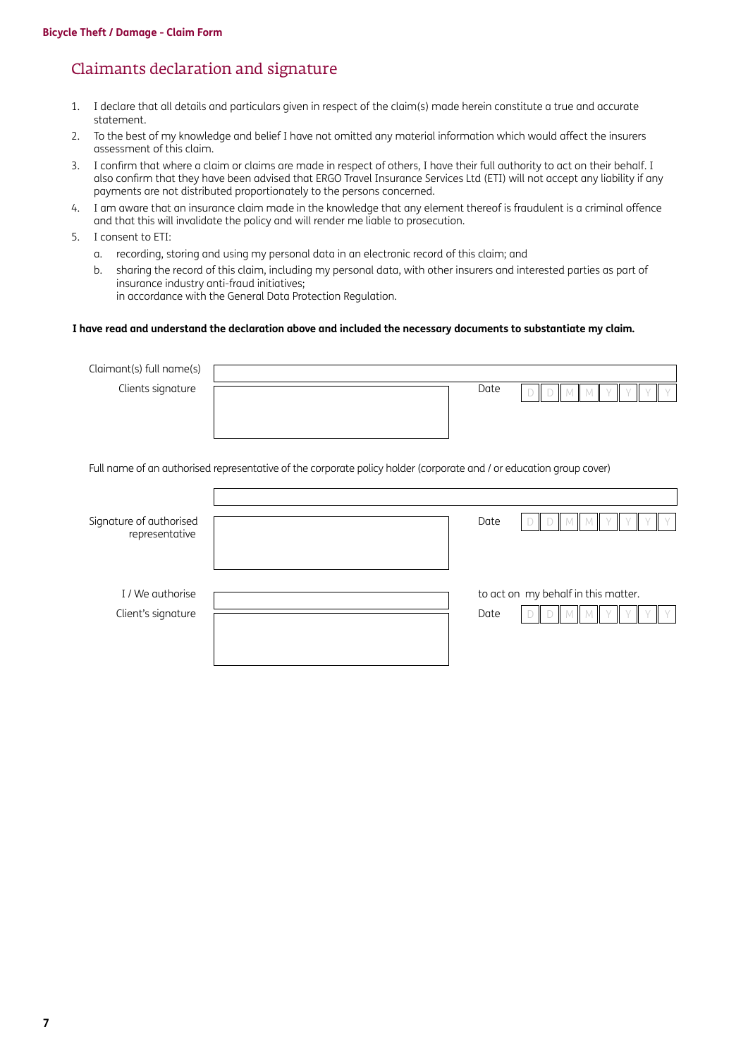## Claimants declaration and signature

1. I declare that all details and particulars given in respect of the claim(s) made herein constitute a true and accurate statement.
2. To the best of my knowledge and belief I have not omitted any material information which would affect the insurers assessment of this claim.
3. I confirm that where a claim or claims are made in respect of others, I have their full authority to act on their behalf. I also confirm that they have been advised that ERGO Travel Insurance Services Ltd (ETI) will not accept any liability if any payments are not distributed proportionately to the persons concerned.
4. I am aware that an insurance claim made in the knowledge that any element thereof is fraudulent is a criminal offence and that this will invalidate the policy and will render me liable to prosecution.
5. I consent to ETI:
   a. recording, storing and using my personal data in an electronic record of this claim; and
   b. sharing the record of this claim, including my personal data, with other insurers and interested parties as part of insurance industry anti-fraud initiatives;
   in accordance with the General Data Protection Regulation.

**I have read and understand the declaration above and included the necessary documents to substantiate my claim.**

Claimant(s) full name(s) ____________________

Clients signature ____________________ Date D D M M Y Y Y Y

Full name of an authorised representative of the corporate policy holder (corporate and / or education group cover)

____________________

Signature of authorised representative ____________________ Date D D M M Y Y Y Y

I / We authorise ____________________ to act on my behalf in this matter.

Client's signature ____________________ Date D D M M Y Y Y Y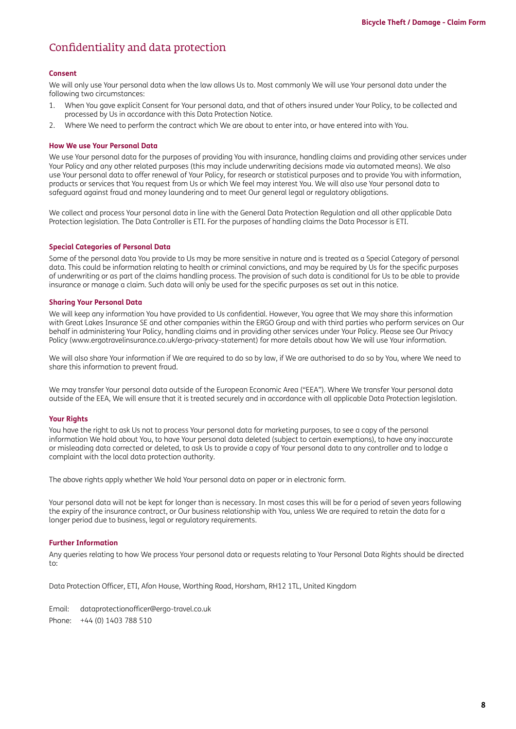# Confidentiality and data protection

### Consent

We will only use Your personal data when the law allows Us to. Most commonly We will use Your personal data under the following two circumstances:

1. When You gave explicit Consent for Your personal data, and that of others insured under Your Policy, to be collected and processed by Us in accordance with this Data Protection Notice.
2. Where We need to perform the contract which We are about to enter into, or have entered into with You.

### How We use Your Personal Data

We use Your personal data for the purposes of providing You with insurance, handling claims and providing other services under Your Policy and any other related purposes (this may include underwriting decisions made via automated means). We also use Your personal data to offer renewal of Your Policy, for research or statistical purposes and to provide You with information, products or services that You request from Us or which We feel may interest You. We will also use Your personal data to safeguard against fraud and money laundering and to meet Our general legal or regulatory obligations.

We collect and process Your personal data in line with the General Data Protection Regulation and all other applicable Data Protection legislation. The Data Controller is ETI. For the purposes of handling claims the Data Processor is ETI.

### Special Categories of Personal Data

Some of the personal data You provide to Us may be more sensitive in nature and is treated as a Special Category of personal data. This could be information relating to health or criminal convictions, and may be required by Us for the specific purposes of underwriting or as part of the claims handling process. The provision of such data is conditional for Us to be able to provide insurance or manage a claim. Such data will only be used for the specific purposes as set out in this notice.

### Sharing Your Personal Data

We will keep any information You have provided to Us confidential. However, You agree that We may share this information with Great Lakes Insurance SE and other companies within the ERGO Group and with third parties who perform services on Our behalf in administering Your Policy, handling claims and in providing other services under Your Policy. Please see Our Privacy Policy (www.ergotravelinsurance.co.uk/ergo-privacy-statement) for more details about how We will use Your information.

We will also share Your information if We are required to do so by law, if We are authorised to do so by You, where We need to share this information to prevent fraud.

We may transfer Your personal data outside of the European Economic Area ("EEA"). Where We transfer Your personal data outside of the EEA, We will ensure that it is treated securely and in accordance with all applicable Data Protection legislation.

### Your Rights

You have the right to ask Us not to process Your personal data for marketing purposes, to see a copy of the personal information We hold about You, to have Your personal data deleted (subject to certain exemptions), to have any inaccurate or misleading data corrected or deleted, to ask Us to provide a copy of Your personal data to any controller and to lodge a complaint with the local data protection authority.

The above rights apply whether We hold Your personal data on paper or in electronic form.

Your personal data will not be kept for longer than is necessary. In most cases this will be for a period of seven years following the expiry of the insurance contract, or Our business relationship with You, unless We are required to retain the data for a longer period due to business, legal or regulatory requirements.

### Further Information

Any queries relating to how We process Your personal data or requests relating to Your Personal Data Rights should be directed to:

Data Protection Officer, ETI, Afon House, Worthing Road, Horsham, RH12 1TL, United Kingdom

Email: dataprotectionofficer@ergo-travel.co.uk
Phone: +44 (0) 1403 788 510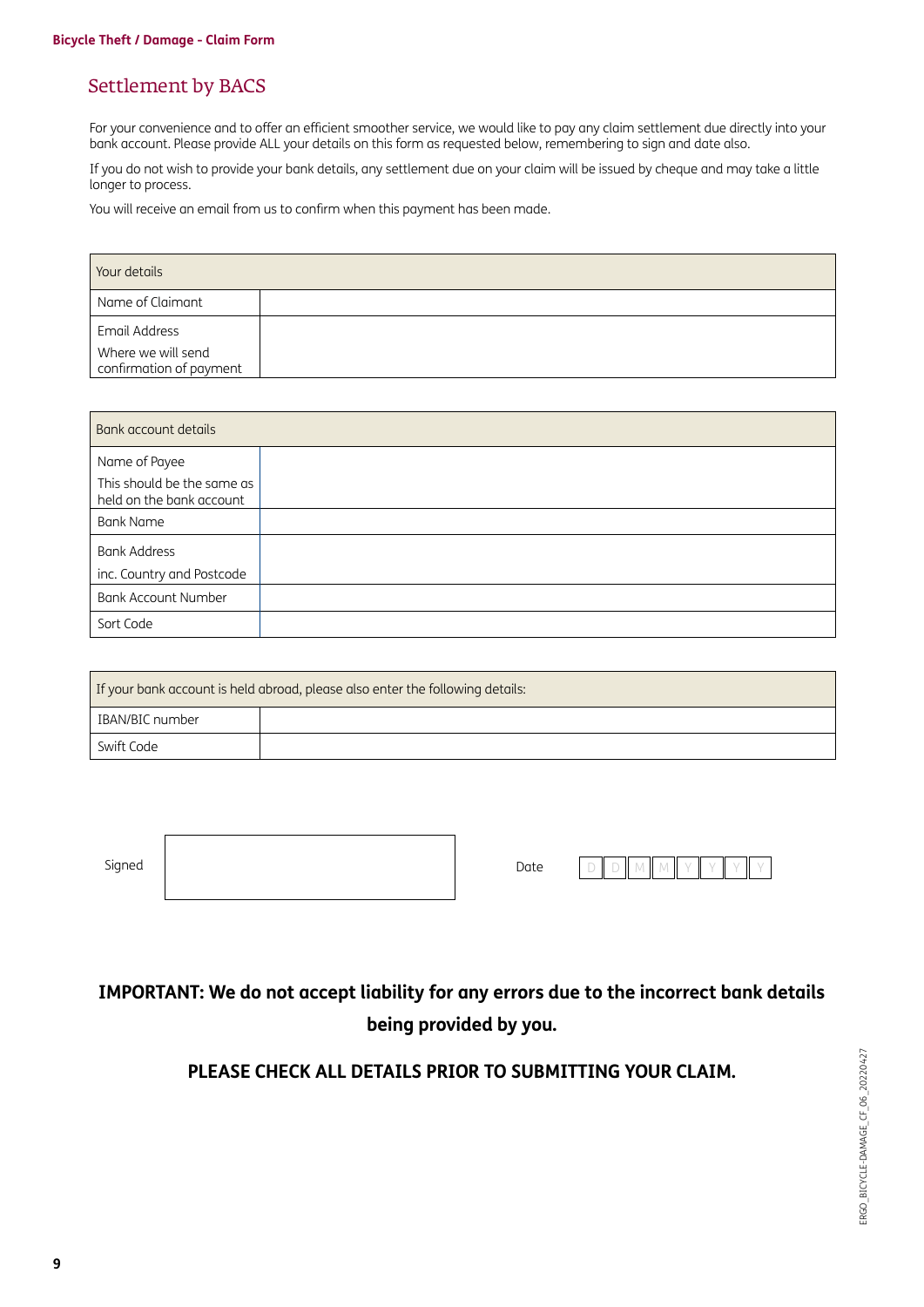## Settlement by BACS

For your convenience and to offer an efficient smoother service, we would like to pay any claim settlement due directly into your bank account. Please provide ALL your details on this form as requested below, remembering to sign and date also.

If you do not wish to provide your bank details, any settlement due on your claim will be issued by cheque and may take a little longer to process.

You will receive an email from us to confirm when this payment has been made.

| Your details | |
|---|---|
| Name of Claimant | |
| Email Address<br>Where we will send confirmation of payment | |

| Bank account details | |
|---|---|
| Name of Payee<br>This should be the same as held on the bank account | |
| Bank Name | |
| Bank Address<br>inc. Country and Postcode | |
| Bank Account Number | |
| Sort Code | |

| If your bank account is held abroad, please also enter the following details: | |
|---|---|
| IBAN/BIC number | |
| Swift Code | |

Signed ______________________ Date D D M M Y Y Y Y

**IMPORTANT: We do not accept liability for any errors due to the incorrect bank details being provided by you.**

**PLEASE CHECK ALL DETAILS PRIOR TO SUBMITTING YOUR CLAIM.**

ERGO_BICYCLE-DAMAGE_CF_06_20220427